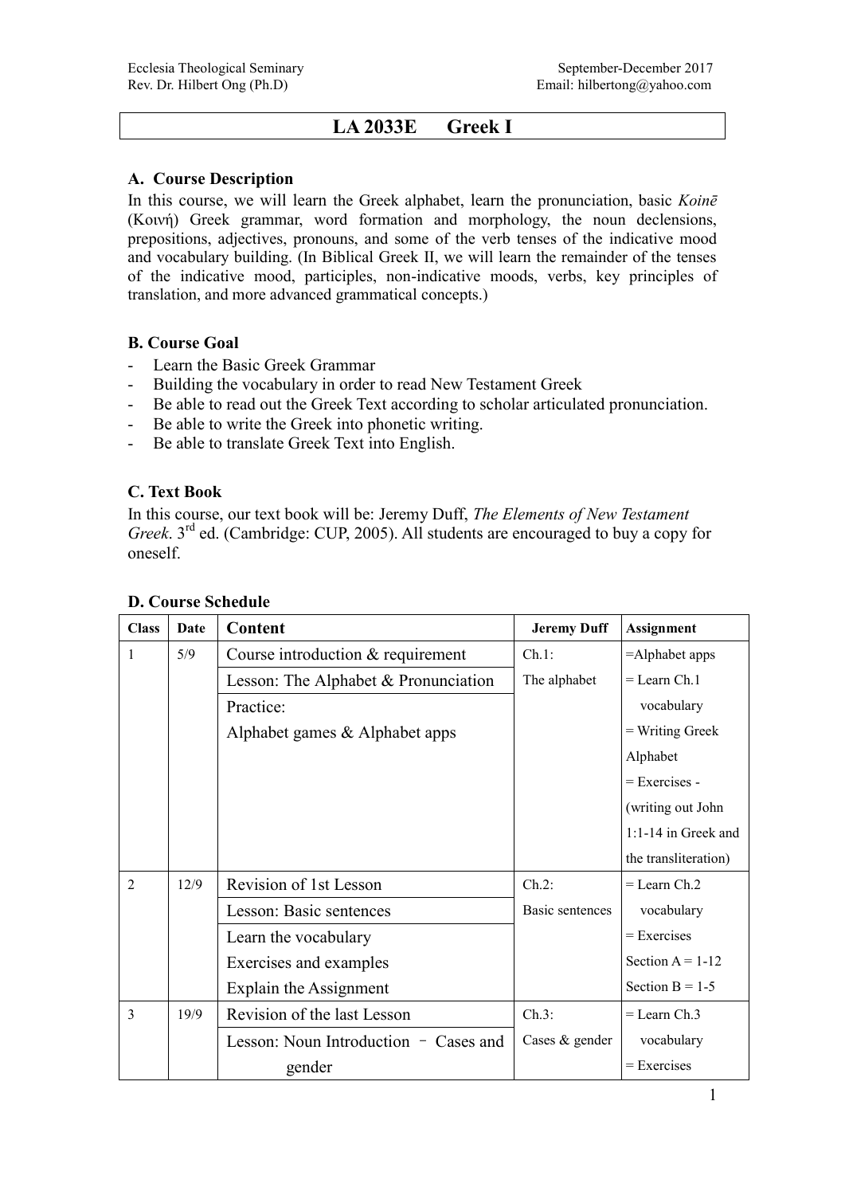Ecclesia Theological Seminary | September-December 2017
Rev. Dr. Hilbert Ong (Ph.D) | Email: hilbertong@yahoo.com

# LA 2033E Greek I

### A. Course Description

In this course, we will learn the Greek alphabet, learn the pronunciation, basic *Koinē* (Κοινή) Greek grammar, word formation and morphology, the noun declensions, prepositions, adjectives, pronouns, and some of the verb tenses of the indicative mood and vocabulary building. (In Biblical Greek II, we will learn the remainder of the tenses of the indicative mood, participles, non-indicative moods, verbs, key principles of translation, and more advanced grammatical concepts.)

### B. Course Goal

- Learn the Basic Greek Grammar
- Building the vocabulary in order to read New Testament Greek
- Be able to read out the Greek Text according to scholar articulated pronunciation.
- Be able to write the Greek into phonetic writing.
- Be able to translate Greek Text into English.

### C. Text Book

In this course, our text book will be: Jeremy Duff, *The Elements of New Testament Greek*. 3rd ed. (Cambridge: CUP, 2005). All students are encouraged to buy a copy for oneself.

### D. Course Schedule

| Class | Date | Content | Jeremy Duff | Assignment |
|---|---|---|---|---|
| 1 | 5/9 | Course introduction & requirement<br>Lesson: The Alphabet & Pronunciation<br>Practice:<br>Alphabet games & Alphabet apps | Ch.1:<br>The alphabet | =Alphabet apps<br>= Learn Ch.1 vocabulary<br>= Writing Greek Alphabet<br>= Exercises - (writing out John 1:1-14 in Greek and the transliteration) |
| 2 | 12/9 | Revision of 1st Lesson<br>Lesson: Basic sentences<br>Learn the vocabulary<br>Exercises and examples<br>Explain the Assignment | Ch.2:<br>Basic sentences | = Learn Ch.2 vocabulary<br>= Exercises<br>Section A = 1-12<br>Section B = 1-5 |
| 3 | 19/9 | Revision of the last Lesson<br>Lesson: Noun Introduction – Cases and gender | Ch.3:<br>Cases & gender | = Learn Ch.3 vocabulary<br>= Exercises |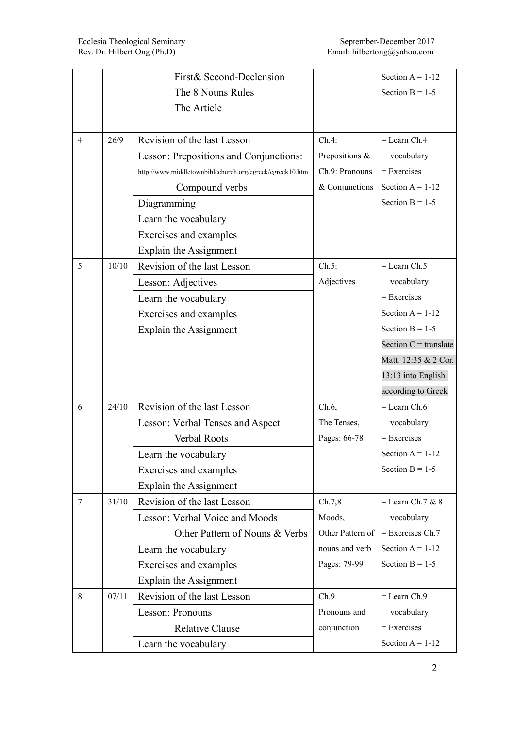| | | | | |
|---|---|---|---|---|
| | | First& Second-Declension<br>The 8 Nouns Rules<br>The Article | | Section A = 1-12<br>Section B = 1-5 |
| 4 | 26/9 | Revision of the last Lesson<br>Lesson: Prepositions and Conjunctions:<br>http://www.middletownbiblechurch.org/egreek/egreek10.htm<br>Compound verbs<br>Diagramming<br>Learn the vocabulary<br>Exercises and examples<br>Explain the Assignment | Ch.4: Prepositions & Ch.9: Pronouns & Conjunctions | = Learn Ch.4 vocabulary<br>= Exercises<br>Section A = 1-12<br>Section B = 1-5 |
| 5 | 10/10 | Revision of the last Lesson<br>Lesson: Adjectives<br>Learn the vocabulary<br>Exercises and examples<br>Explain the Assignment | Ch.5: Adjectives | = Learn Ch.5 vocabulary<br>= Exercises<br>Section A = 1-12<br>Section B = 1-5<br>Section C = translate Matt. 12:35 & 2 Cor. 13:13 into English according to Greek |
| 6 | 24/10 | Revision of the last Lesson<br>Lesson: Verbal Tenses and Aspect<br>Verbal Roots<br>Learn the vocabulary<br>Exercises and examples<br>Explain the Assignment | Ch.6, The Tenses, Pages: 66-78 | = Learn Ch.6 vocabulary<br>= Exercises<br>Section A = 1-12<br>Section B = 1-5 |
| 7 | 31/10 | Revision of the last Lesson<br>Lesson: Verbal Voice and Moods<br>Other Pattern of Nouns & Verbs<br>Learn the vocabulary<br>Exercises and examples<br>Explain the Assignment | Ch.7,8 Moods, Other Pattern of nouns and verb Pages: 79-99 | = Learn Ch.7 & 8 vocabulary<br>= Exercises Ch.7<br>Section A = 1-12<br>Section B = 1-5 |
| 8 | 07/11 | Revision of the last Lesson<br>Lesson: Pronouns<br>Relative Clause<br>Learn the vocabulary | Ch.9 Pronouns and conjunction | = Learn Ch.9 vocabulary<br>= Exercises<br>Section A = 1-12 |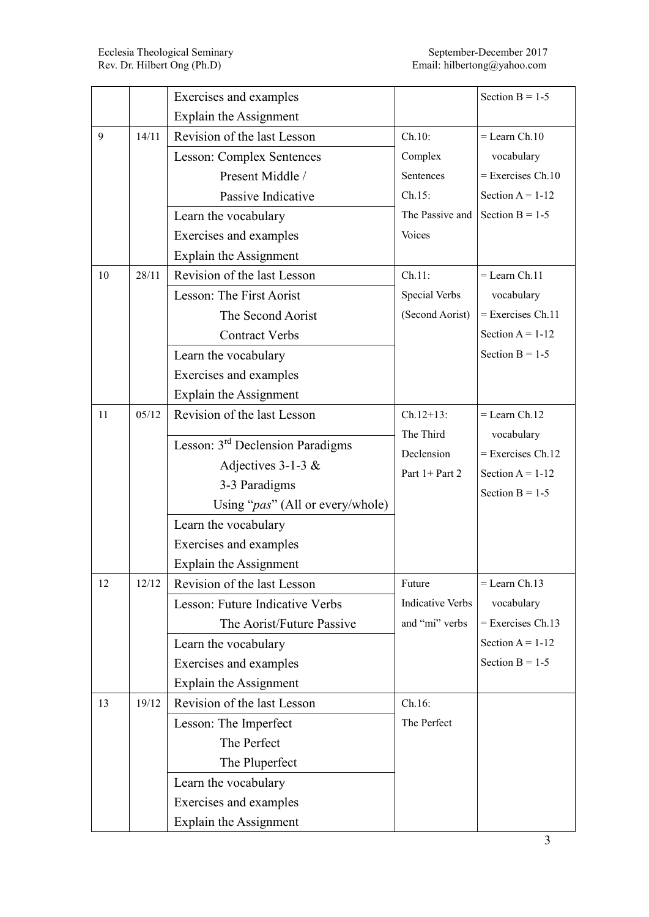| | | | | |
|---|---|---|---|---|
| | | Exercises and examples<br>Explain the Assignment | | Section B = 1-5 |
| 9 | 14/11 | Revision of the last Lesson<br>Lesson: Complex Sentences<br>Present Middle /<br>Passive Indicative<br>Learn the vocabulary<br>Exercises and examples<br>Explain the Assignment | Ch.10:<br>Complex Sentences<br>Ch.15:<br>The Passive and Voices | = Learn Ch.10 vocabulary<br>= Exercises Ch.10<br>Section A = 1-12<br>Section B = 1-5 |
| 10 | 28/11 | Revision of the last Lesson<br>Lesson: The First Aorist<br>The Second Aorist<br>Contract Verbs<br>Learn the vocabulary<br>Exercises and examples<br>Explain the Assignment | Ch.11:<br>Special Verbs (Second Aorist) | = Learn Ch.11 vocabulary<br>= Exercises Ch.11<br>Section A = 1-12<br>Section B = 1-5 |
| 11 | 05/12 | Revision of the last Lesson<br>Lesson: 3rd Declension Paradigms<br>Adjectives 3-1-3 &<br>3-3 Paradigms<br>Using "*pas*" (All or every/whole)<br>Learn the vocabulary<br>Exercises and examples<br>Explain the Assignment | Ch.12+13:<br>The Third Declension<br>Part 1+ Part 2 | = Learn Ch.12 vocabulary<br>= Exercises Ch.12<br>Section A = 1-12<br>Section B = 1-5 |
| 12 | 12/12 | Revision of the last Lesson<br>Lesson: Future Indicative Verbs<br>The Aorist/Future Passive<br>Learn the vocabulary<br>Exercises and examples<br>Explain the Assignment | Future Indicative Verbs and "mi" verbs | = Learn Ch.13 vocabulary<br>= Exercises Ch.13<br>Section A = 1-12<br>Section B = 1-5 |
| 13 | 19/12 | Revision of the last Lesson<br>Lesson: The Imperfect<br>The Perfect<br>The Pluperfect<br>Learn the vocabulary<br>Exercises and examples<br>Explain the Assignment | Ch.16:<br>The Perfect | |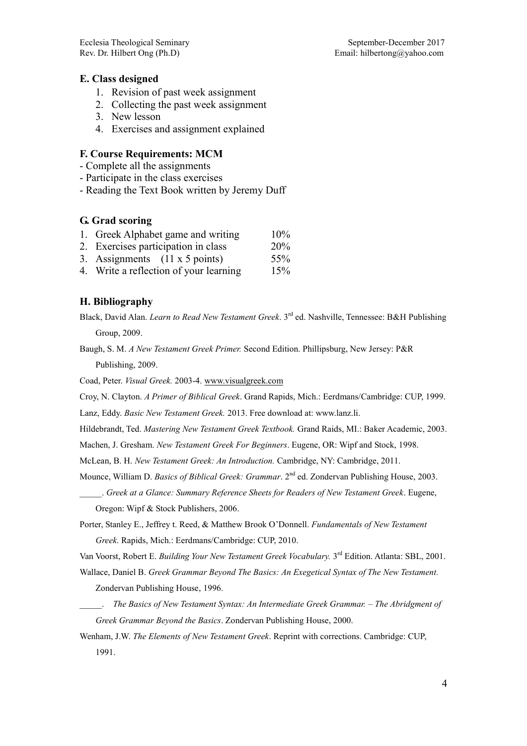## E. Class designed

1. Revision of past week assignment
2. Collecting the past week assignment
3. New lesson
4. Exercises and assignment explained

## F. Course Requirements: MCM

- Complete all the assignments
- Participate in the class exercises
- Reading the Text Book written by Jeremy Duff

## G. Grad scoring

| | | |
|---|---|---|
| 1. | Greek Alphabet game and writing | 10% |
| 2. | Exercises participation in class | 20% |
| 3. | Assignments (11 x 5 points) | 55% |
| 4. | Write a reflection of your learning | 15% |

## H. Bibliography

Black, David Alan. *Learn to Read New Testament Greek*. 3rd ed. Nashville, Tennessee: B&H Publishing Group, 2009.

Baugh, S. M. *A New Testament Greek Primer.* Second Edition. Phillipsburg, New Jersey: P&R Publishing, 2009.

Coad, Peter. *Visual Greek.* 2003-4. www.visualgreek.com

Croy, N. Clayton. *A Primer of Biblical Greek*. Grand Rapids, Mich.: Eerdmans/Cambridge: CUP, 1999.

Lanz, Eddy. *Basic New Testament Greek.* 2013. Free download at: www.lanz.li.

Hildebrandt, Ted. *Mastering New Testament Greek Textbook.* Grand Raids, MI.: Baker Academic, 2003.

Machen, J. Gresham. *New Testament Greek For Beginners*. Eugene, OR: Wipf and Stock, 1998.

McLean, B. H. *New Testament Greek: An Introduction.* Cambridge, NY: Cambridge, 2011.

Mounce, William D. *Basics of Biblical Greek: Grammar*. 2nd ed. Zondervan Publishing House, 2003.

_____. *Greek at a Glance: Summary Reference Sheets for Readers of New Testament Greek*. Eugene, Oregon: Wipf & Stock Publishers, 2006.

Porter, Stanley E., Jeffrey t. Reed, & Matthew Brook O'Donnell. *Fundamentals of New Testament Greek*. Rapids, Mich.: Eerdmans/Cambridge: CUP, 2010.

Van Voorst, Robert E. *Building Your New Testament Greek Vocabulary.* 3rd Edition. Atlanta: SBL, 2001.

Wallace, Daniel B. *Greek Grammar Beyond The Basics: An Exegetical Syntax of The New Testament.* Zondervan Publishing House, 1996.

_____. *The Basics of New Testament Syntax: An Intermediate Greek Grammar. – The Abridgment of Greek Grammar Beyond the Basics*. Zondervan Publishing House, 2000.

Wenham, J.W. *The Elements of New Testament Greek*. Reprint with corrections. Cambridge: CUP, 1991.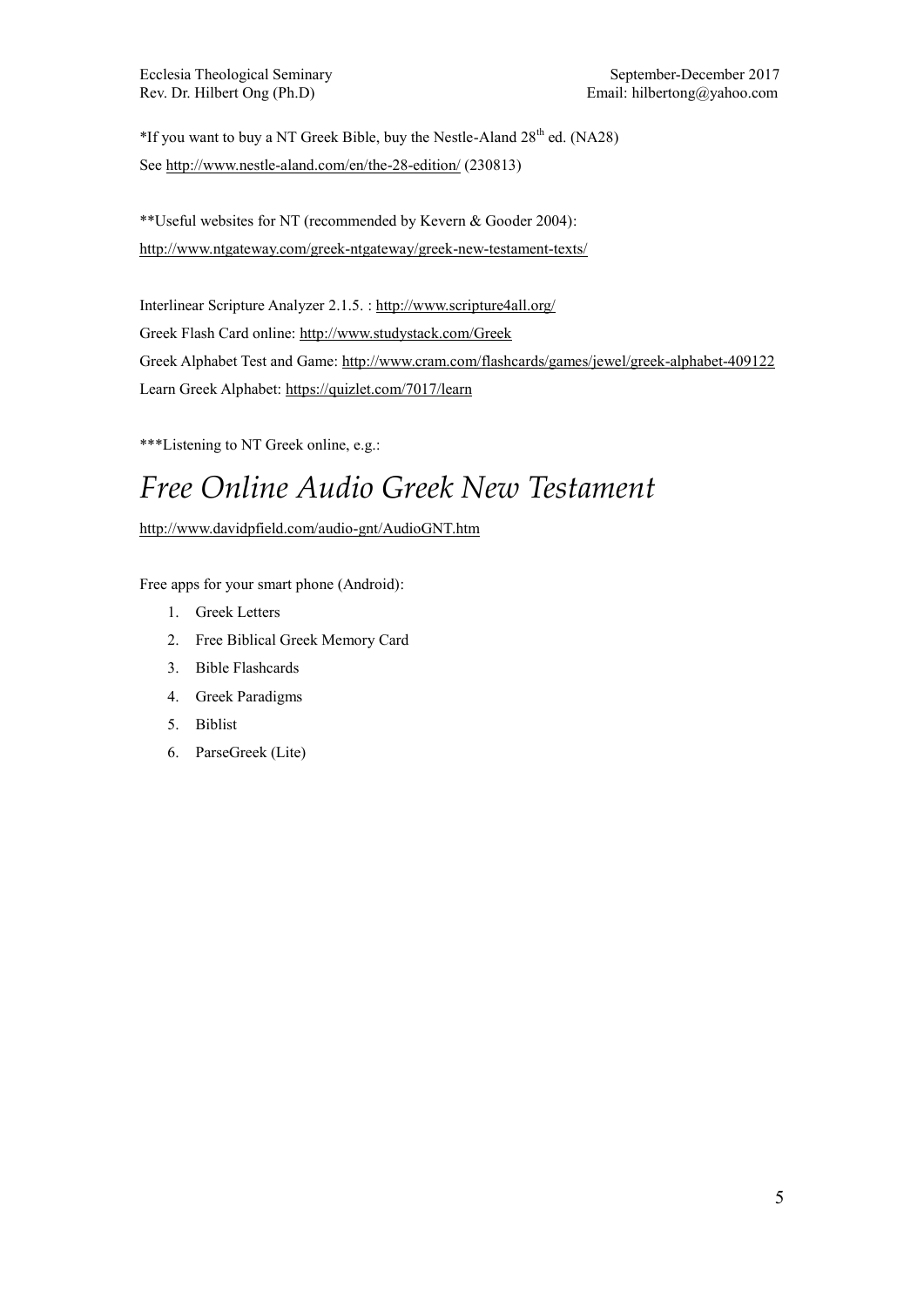*If you want to buy a NT Greek Bible, buy the Nestle-Aland 28th ed. (NA28)

See http://www.nestle-aland.com/en/the-28-edition/ (230813)

**Useful websites for NT (recommended by Kevern & Gooder 2004):

http://www.ntgateway.com/greek-ntgateway/greek-new-testament-texts/

Interlinear Scripture Analyzer 2.1.5. : http://www.scripture4all.org/

Greek Flash Card online: http://www.studystack.com/Greek

Greek Alphabet Test and Game: http://www.cram.com/flashcards/games/jewel/greek-alphabet-409122

Learn Greek Alphabet: https://quizlet.com/7017/learn

***Listening to NT Greek online, e.g.:

# *Free Online Audio Greek New Testament*

http://www.davidpfield.com/audio-gnt/AudioGNT.htm

Free apps for your smart phone (Android):

1. Greek Letters
2. Free Biblical Greek Memory Card
3. Bible Flashcards
4. Greek Paradigms
5. Biblist
6. ParseGreek (Lite)